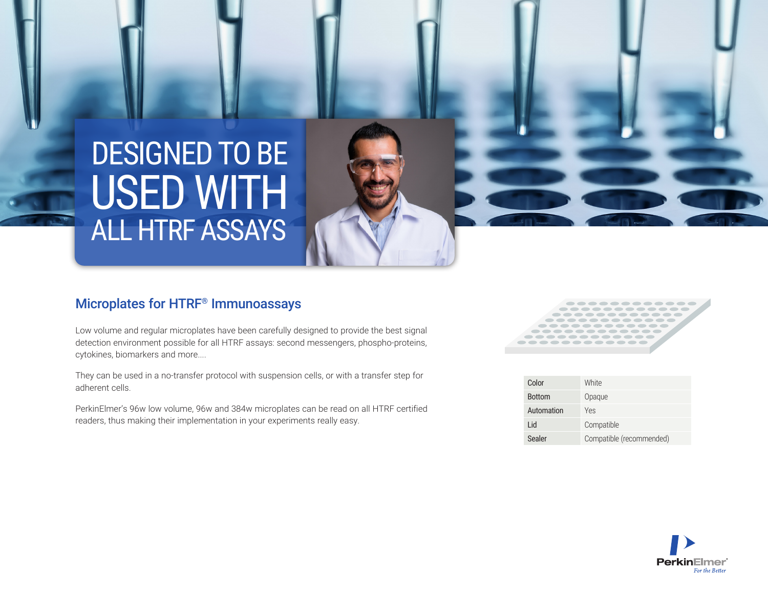# DESIGNED TO BE USED WITH ALL HTRF ASSAYS

## Microplates for HTRF® Immunoassays

Low volume and regular microplates have been carefully designed to provide the best signal detection environment possible for all HTRF assays: second messengers, phospho-proteins, cytokines, biomarkers and more....

They can be used in a no-transfer protocol with suspension cells, or with a transfer step for adherent cells.

PerkinElmer's 96w low volume, 96w and 384w microplates can be read on all HTRF certified readers, thus making their implementation in your experiments really easy.

| | |
|---|---|
| Color | White |
| Bottom | Opaque |
| Automation | Yes |
| Lid | Compatible |
| Sealer | Compatible (recommended) |

PerkinElmer
*For the Better*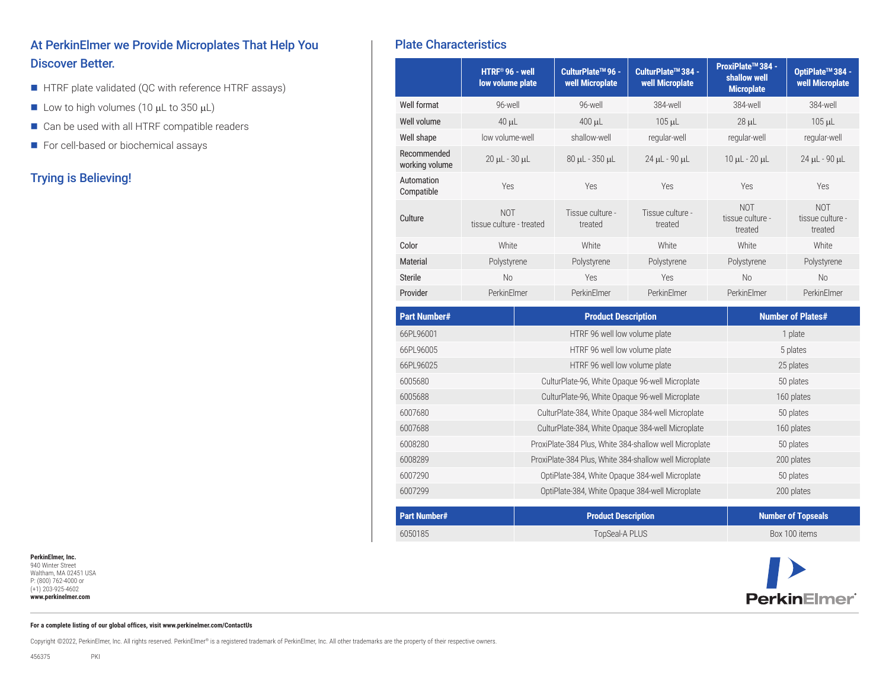## At PerkinElmer we Provide Microplates That Help You Discover Better.

- HTRF plate validated (QC with reference HTRF assays)
- Low to high volumes (10 µL to 350 µL)
- Can be used with all HTRF compatible readers
- For cell-based or biochemical assays

## Trying is Believing!

## Plate Characteristics

| | HTRF® 96 - well low volume plate | CulturPlate™ 96 - well Microplate | CulturPlate™ 384 - well Microplate | ProxiPlate™ 384 - shallow well Microplate | OptiPlate™ 384 - well Microplate |
|---|---|---|---|---|---|
| Well format | 96-well | 96-well | 384-well | 384-well | 384-well |
| Well volume | 40 µL | 400 µL | 105 µL | 28 µL | 105 µL |
| Well shape | low volume-well | shallow-well | regular-well | regular-well | regular-well |
| Recommended working volume | 20 µL - 30 µL | 80 µL - 350 µL | 24 µL - 90 µL | 10 µL - 20 µL | 24 µL - 90 µL |
| Automation Compatible | Yes | Yes | Yes | Yes | Yes |
| Culture | NOT tissue culture - treated | Tissue culture - treated | Tissue culture - treated | NOT tissue culture - treated | NOT tissue culture - treated |
| Color | White | White | White | White | White |
| Material | Polystyrene | Polystyrene | Polystyrene | Polystyrene | Polystyrene |
| Sterile | No | Yes | Yes | No | No |
| Provider | PerkinElmer | PerkinElmer | PerkinElmer | PerkinElmer | PerkinElmer |

| Part Number# | Product Description | Number of Plates# |
|---|---|---|
| 66PL96001 | HTRF 96 well low volume plate | 1 plate |
| 66PL96005 | HTRF 96 well low volume plate | 5 plates |
| 66PL96025 | HTRF 96 well low volume plate | 25 plates |
| 6005680 | CulturPlate-96, White Opaque 96-well Microplate | 50 plates |
| 6005688 | CulturPlate-96, White Opaque 96-well Microplate | 160 plates |
| 6007680 | CulturPlate-384, White Opaque 384-well Microplate | 50 plates |
| 6007688 | CulturPlate-384, White Opaque 384-well Microplate | 160 plates |
| 6008280 | ProxiPlate-384 Plus, White 384-shallow well Microplate | 50 plates |
| 6008289 | ProxiPlate-384 Plus, White 384-shallow well Microplate | 200 plates |
| 6007290 | OptiPlate-384, White Opaque 384-well Microplate | 50 plates |
| 6007299 | OptiPlate-384, White Opaque 384-well Microplate | 200 plates |

| Part Number# | Product Description | Number of Topseals |
|---|---|---|
| 6050185 | TopSeal-A PLUS | Box 100 items |

**PerkinElmer, Inc.**
940 Winter Street
Waltham, MA 02451 USA
P: (800) 762-4000 or
(+1) 203-925-4602
**www.perkinelmer.com**

**For a complete listing of our global offices, visit www.perkinelmer.com/ContactUs**

Copyright ©2022, PerkinElmer, Inc. All rights reserved. PerkinElmer® is a registered trademark of PerkinElmer, Inc. All other trademarks are the property of their respective owners.

456375 PKI